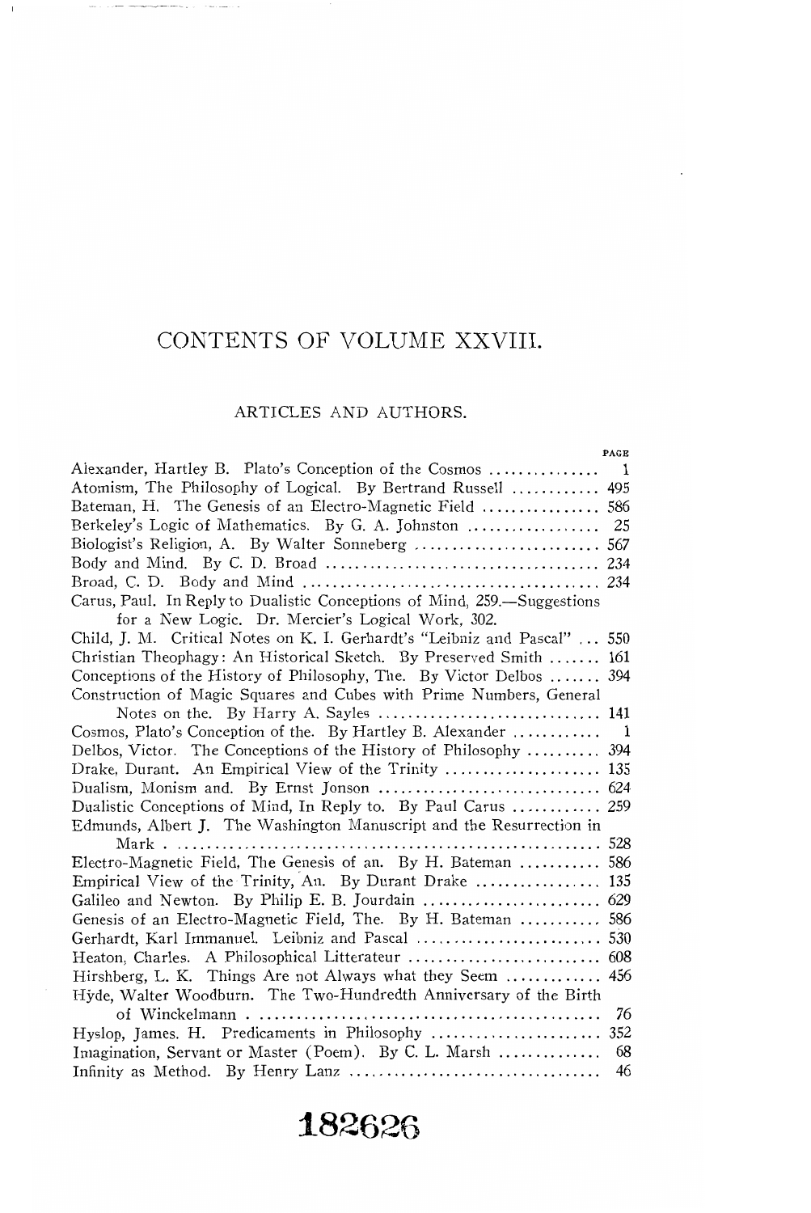# CONTENTS OF VOLUME XXVIII.

## ARTICLES AND AUTHORS.

PAGE

Alexander, Hartley B. Plato's Conception of the Cosmos .............. 1

Atomism, The Philosophy of Logical. By Bertrand Russell ............ 495

Bateman, H. The Genesis of an Electro-Magnetic Field ................ 586

Berkeley's Logic of Mathematics. By G. A. Johnston .................. 25

Biologist's Religion, A. By Walter Sonneberg ......................... 567

Body and Mind. By C. D. Broad ..................................... 234

Broad, C. D. Body and Mind ......................................... 234

Carus, Paul. In Reply to Dualistic Conceptions of Mind, 259.—Suggestions for a New Logic. Dr. Mercier's Logical Work, 302.

Child, J. M. Critical Notes on K. I. Gerhardt's "Leibniz and Pascal" ... 550

Christian Theophagy: An Historical Sketch. By Preserved Smith ....... 161

Conceptions of the History of Philosophy, The. By Victor Delbos ....... 394

Construction of Magic Squares and Cubes with Prime Numbers, General Notes on the. By Harry A. Sayles ............................ 141

Cosmos, Plato's Conception of the. By Hartley B. Alexander ............ 1

Delbos, Victor. The Conceptions of the History of Philosophy .......... 394

Drake, Durant. An Empirical View of the Trinity ..................... 135

Dualism, Monism and. By Ernst Jonson ............................. 624

Dualistic Conceptions of Mind, In Reply to. By Paul Carus ............ 259

Edmunds, Albert J. The Washington Manuscript and the Resurrection in Mark ........................................................ 528

Electro-Magnetic Field, The Genesis of an. By H. Bateman ........... 586

Empirical View of the Trinity, An. By Durant Drake ................. 135

Galileo and Newton. By Philip E. B. Jourdain ........................ 629

Genesis of an Electro-Magnetic Field, The. By H. Bateman ........... 586

Gerhardt, Karl Immanuel. Leibniz and Pascal ......................... 530

Heaton, Charles. A Philosophical Litterateur .......................... 608

Hirshberg, L. K. Things Are not Always what they Seem ............ 456

Hyde, Walter Woodburn. The Two-Hundredth Anniversary of the Birth of Winckelmann .............................................. 76

Hyslop, James. H. Predicaments in Philosophy ....................... 352

Imagination, Servant or Master (Poem). By C. L. Marsh ............. 68

Infinity as Method. By Henry Lanz ................................. 46

182626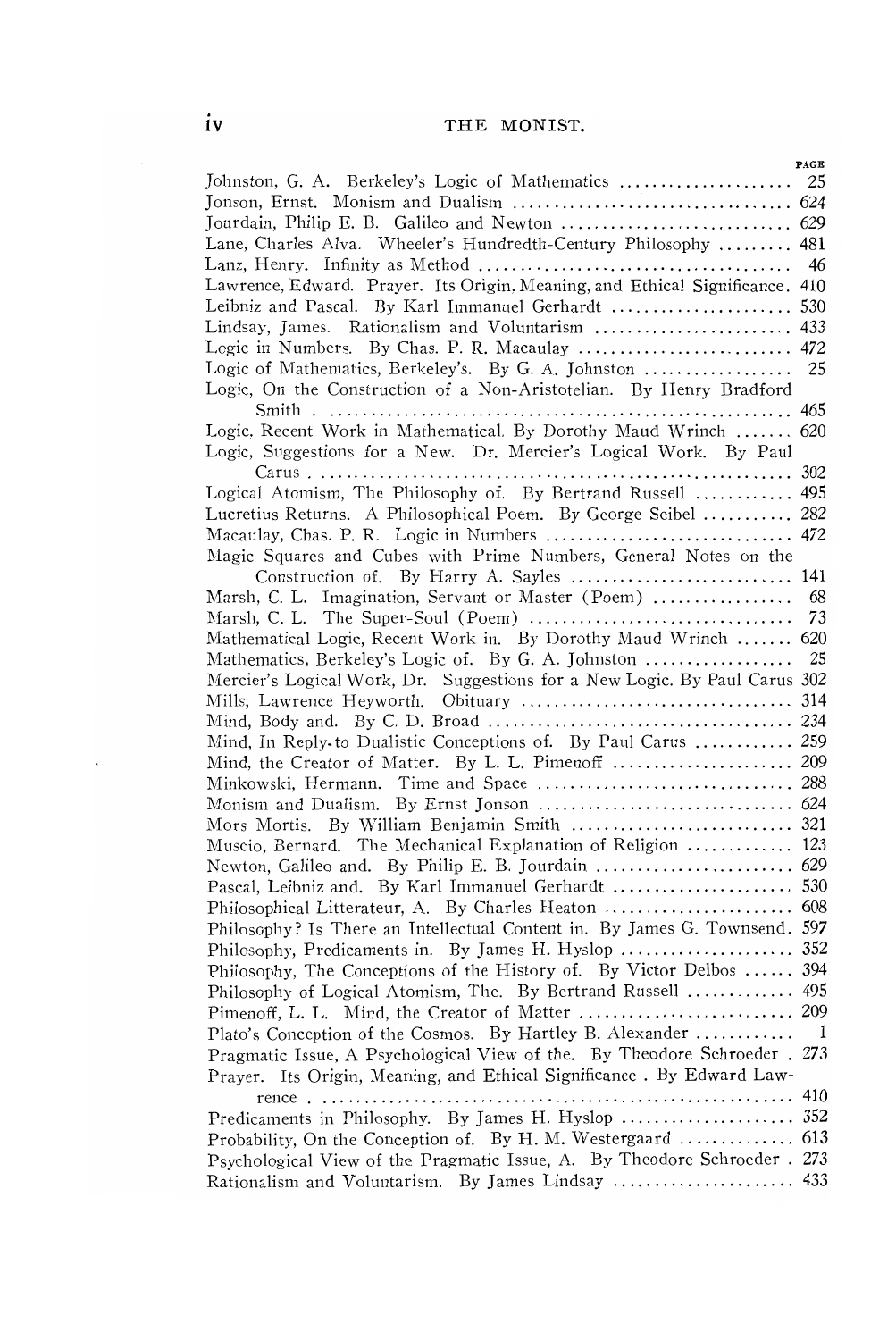PAGE

Johnston, G. A. Berkeley's Logic of Mathematics .................... 25
Jonson, Ernst. Monism and Dualism ................................ 624
Jourdain, Philip E. B. Galileo and Newton ........................... 629
Lane, Charles Alva. Wheeler's Hundredth-Century Philosophy ......... 481
Lanz, Henry. Infinity as Method ...................................... 46
Lawrence, Edward. Prayer. Its Origin, Meaning, and Ethical Significance. 410
Leibniz and Pascal. By Karl Immanuel Gerhardt ...................... 530
Lindsay, James. Rationalism and Voluntarism ........................ 433
Logic in Numbers. By Chas. P. R. Macaulay .......................... 472
Logic of Mathematics, Berkeley's. By G. A. Johnston ................. 25
Logic, On the Construction of a Non-Aristotelian. By Henry Bradford Smith ........................................................ 465
Logic, Recent Work in Mathematical. By Dorothy Maud Wrinch ....... 620
Logic, Suggestions for a New. Dr. Mercier's Logical Work. By Paul Carus ........................................................ 302
Logical Atomism, The Philosophy of. By Bertrand Russell ........... 495
Lucretius Returns. A Philosophical Poem. By George Seibel .......... 282
Macaulay, Chas. P. R. Logic in Numbers ............................. 472
Magic Squares and Cubes with Prime Numbers, General Notes on the Construction of. By Harry A. Sayles .......................... 141
Marsh, C. L. Imagination, Servant or Master (Poem) ................ 68
Marsh, C. L. The Super-Soul (Poem) ............................... 73
Mathematical Logic, Recent Work in. By Dorothy Maud Wrinch ....... 620
Mathematics, Berkeley's Logic of. By G. A. Johnston ................. 25
Mercier's Logical Work, Dr. Suggestions for a New Logic. By Paul Carus 302
Mills, Lawrence Heyworth. Obituary ................................ 314
Mind, Body and. By C. D. Broad .................................... 234
Mind, In Reply to Dualistic Conceptions of. By Paul Carus ........... 259
Mind, the Creator of Matter. By L. L. Pimenoff ...................... 209
Minkowski, Hermann. Time and Space ................................ 288
Monism and Dualism. By Ernst Jonson ............................... 624
Mors Mortis. By William Benjamin Smith ........................... 321
Muscio, Bernard. The Mechanical Explanation of Religion ............ 123
Newton, Galileo and. By Philip E. B. Jourdain ........................ 629
Pascal, Leibniz and. By Karl Immanuel Gerhardt ...................... 530
Philosophical Litterateur, A. By Charles Heaton ....................... 608
Philosophy? Is There an Intellectual Content in. By James G. Townsend. 597
Philosophy, Predicaments in. By James H. Hyslop .................... 352
Philosophy, The Conceptions of the History of. By Victor Delbos ...... 394
Philosophy of Logical Atomism, The. By Bertrand Russell ............ 495
Pimenoff, L. L. Mind, the Creator of Matter .......................... 209
Plato's Conception of the Cosmos. By Hartley B. Alexander ........... 1
Pragmatic Issue, A Psychological View of the. By Theodore Schroeder . 273
Prayer. Its Origin, Meaning, and Ethical Significance . By Edward Lawrence ........................................................ 410
Predicaments in Philosophy. By James H. Hyslop ..................... 352
Probability, On the Conception of. By H. M. Westergaard ............. 613
Psychological View of the Pragmatic Issue, A. By Theodore Schroeder . 273
Rationalism and Voluntarism. By James Lindsay ...................... 433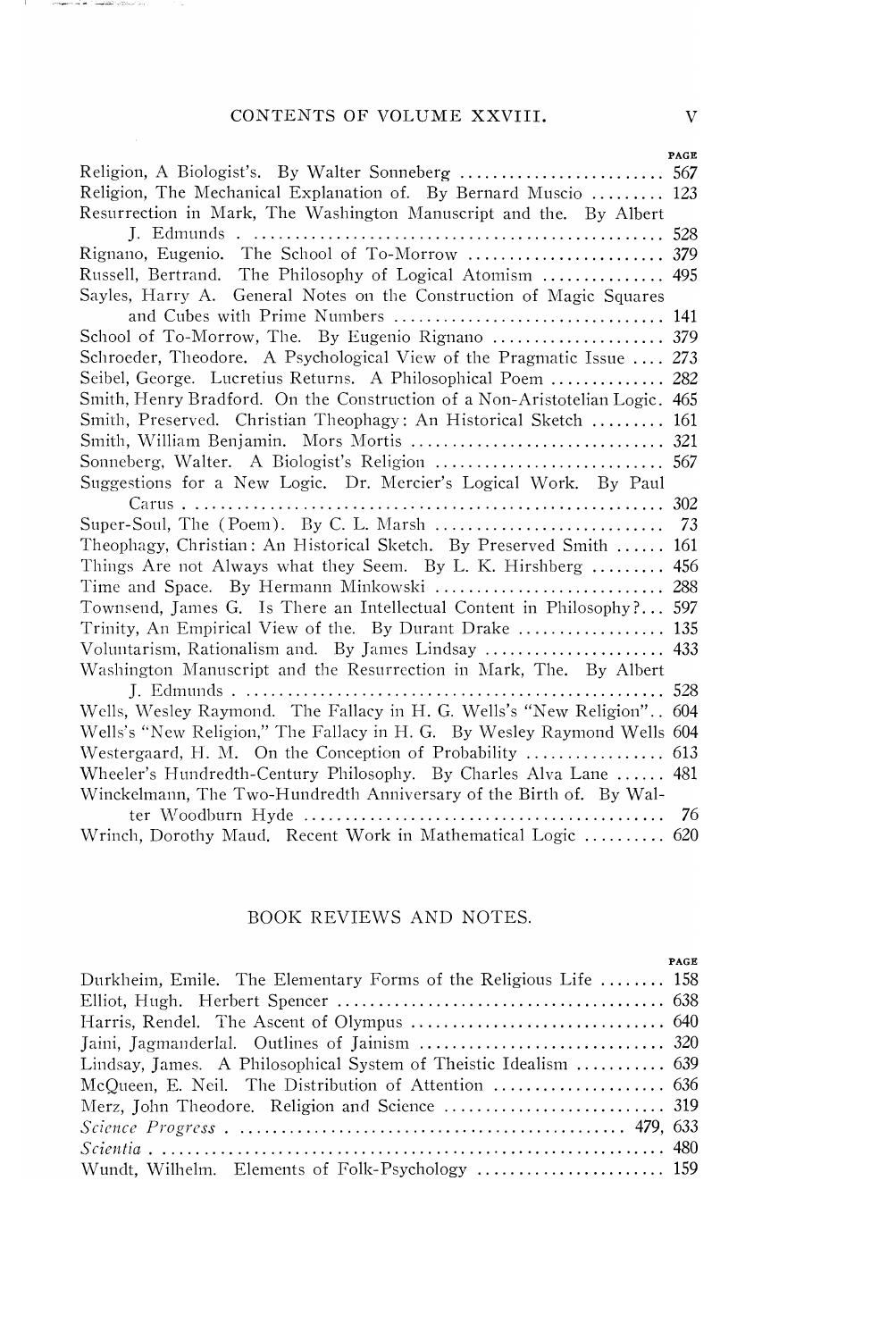PAGE

Religion, A Biologist's. By Walter Sonneberg ......................... 567
Religion, The Mechanical Explanation of. By Bernard Muscio ......... 123
Resurrection in Mark, The Washington Manuscript and the. By Albert J. Edmunds ......................................................... 528
Rignano, Eugenio. The School of To-Morrow ........................ 379
Russell, Bertrand. The Philosophy of Logical Atomism .............. 495
Sayles, Harry A. General Notes on the Construction of Magic Squares and Cubes with Prime Numbers ................................. 141
School of To-Morrow, The. By Eugenio Rignano ..................... 379
Schroeder, Theodore. A Psychological View of the Pragmatic Issue .... 273
Seibel, George. Lucretius Returns. A Philosophical Poem ............. 282
Smith, Henry Bradford. On the Construction of a Non-Aristotelian Logic. 465
Smith, Preserved. Christian Theophagy: An Historical Sketch ......... 161
Smith, William Benjamin. Mors Mortis ............................... 321
Sonneberg, Walter. A Biologist's Religion ............................ 567
Suggestions for a New Logic. Dr. Mercier's Logical Work. By Paul Carus ........................................................... 302
Super-Soul, The (Poem). By C. L. Marsh ............................ 73
Theophagy, Christian: An Historical Sketch. By Preserved Smith ...... 161
Things Are not Always what they Seem. By L. K. Hirshberg ......... 456
Time and Space. By Hermann Minkowski ............................ 288
Townsend, James G. Is There an Intellectual Content in Philosophy?... 597
Trinity, An Empirical View of the. By Durant Drake ................. 135
Voluntarism, Rationalism and. By James Lindsay ...................... 433
Washington Manuscript and the Resurrection in Mark, The. By Albert J. Edmunds ......................................................... 528
Wells, Wesley Raymond. The Fallacy in H. G. Wells's "New Religion".. 604
Wells's "New Religion," The Fallacy in H. G. By Wesley Raymond Wells 604
Westergaard, H. M. On the Conception of Probability ................ 613
Wheeler's Hundredth-Century Philosophy. By Charles Alva Lane ...... 481
Winckelmann, The Two-Hundredth Anniversary of the Birth of. By Walter Woodburn Hyde ........................................... 76
Wrinch, Dorothy Maud. Recent Work in Mathematical Logic .......... 620

## BOOK REVIEWS AND NOTES.

PAGE

Durkheim, Emile. The Elementary Forms of the Religious Life ........ 158
Elliot, Hugh. Herbert Spencer ........................................ 638
Harris, Rendel. The Ascent of Olympus ............................... 640
Jaini, Jagmanderlal. Outlines of Jainism .............................. 320
Lindsay, James. A Philosophical System of Theistic Idealism ........... 639
McQueen, E. Neil. The Distribution of Attention ..................... 636
Merz, John Theodore. Religion and Science ........................... 319
*Science Progress* ............................................... 479, 633
*Scientia* ............................................................. 480
Wundt, Wilhelm. Elements of Folk-Psychology ....................... 159